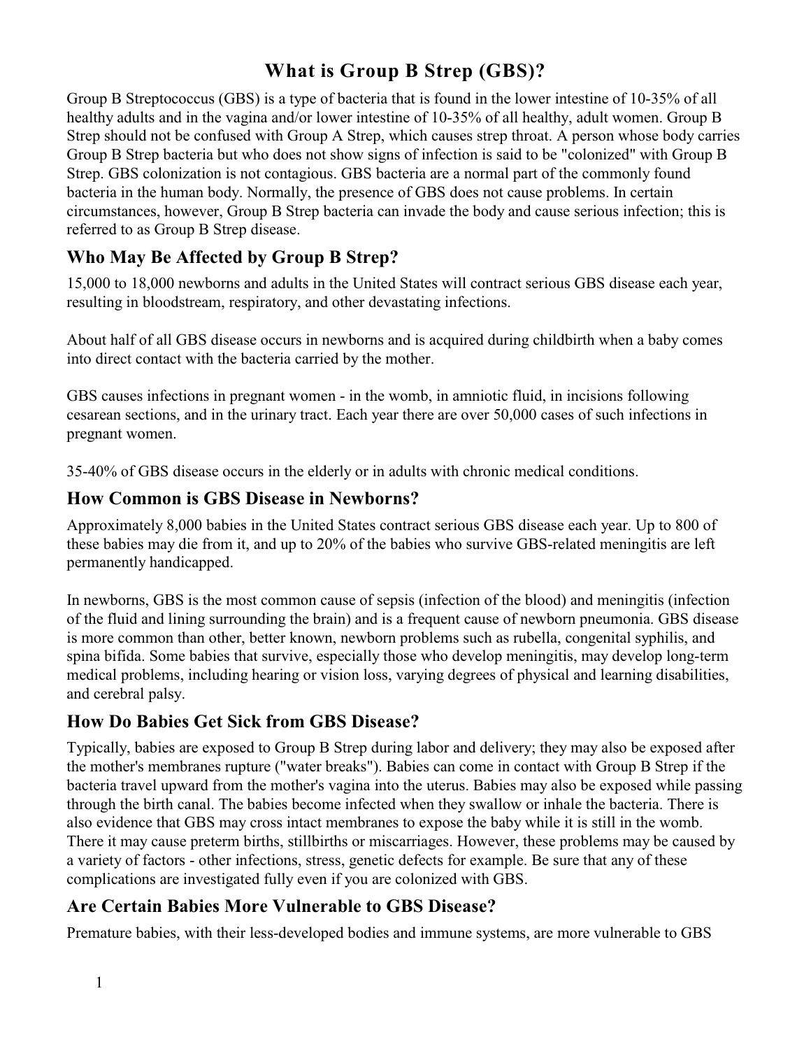# What is Group B Strep (GBS)?

Group B Streptococcus (GBS) is a type of bacteria that is found in the lower intestine of 10-35% of all healthy adults and in the vagina and/or lower intestine of 10-35% of all healthy, adult women. Group B Strep should not be confused with Group A Strep, which causes strep throat. A person whose body carries Group B Strep bacteria but who does not show signs of infection is said to be "colonized" with Group B Strep. GBS colonization is not contagious. GBS bacteria are a normal part of the commonly found bacteria in the human body. Normally, the presence of GBS does not cause problems. In certain circumstances, however, Group B Strep bacteria can invade the body and cause serious infection; this is referred to as Group B Strep disease.

## Who May Be Affected by Group B Strep?

15,000 to 18,000 newborns and adults in the United States will contract serious GBS disease each year, resulting in bloodstream, respiratory, and other devastating infections.

About half of all GBS disease occurs in newborns and is acquired during childbirth when a baby comes into direct contact with the bacteria carried by the mother.

GBS causes infections in pregnant women - in the womb, in amniotic fluid, in incisions following cesarean sections, and in the urinary tract. Each year there are over 50,000 cases of such infections in pregnant women.

35-40% of GBS disease occurs in the elderly or in adults with chronic medical conditions.

## How Common is GBS Disease in Newborns?

Approximately 8,000 babies in the United States contract serious GBS disease each year. Up to 800 of these babies may die from it, and up to 20% of the babies who survive GBS-related meningitis are left permanently handicapped.

In newborns, GBS is the most common cause of sepsis (infection of the blood) and meningitis (infection of the fluid and lining surrounding the brain) and is a frequent cause of newborn pneumonia. GBS disease is more common than other, better known, newborn problems such as rubella, congenital syphilis, and spina bifida. Some babies that survive, especially those who develop meningitis, may develop long-term medical problems, including hearing or vision loss, varying degrees of physical and learning disabilities, and cerebral palsy.

## How Do Babies Get Sick from GBS Disease?

Typically, babies are exposed to Group B Strep during labor and delivery; they may also be exposed after the mother's membranes rupture ("water breaks"). Babies can come in contact with Group B Strep if the bacteria travel upward from the mother's vagina into the uterus. Babies may also be exposed while passing through the birth canal. The babies become infected when they swallow or inhale the bacteria. There is also evidence that GBS may cross intact membranes to expose the baby while it is still in the womb. There it may cause preterm births, stillbirths or miscarriages. However, these problems may be caused by a variety of factors - other infections, stress, genetic defects for example. Be sure that any of these complications are investigated fully even if you are colonized with GBS.

## Are Certain Babies More Vulnerable to GBS Disease?

Premature babies, with their less-developed bodies and immune systems, are more vulnerable to GBS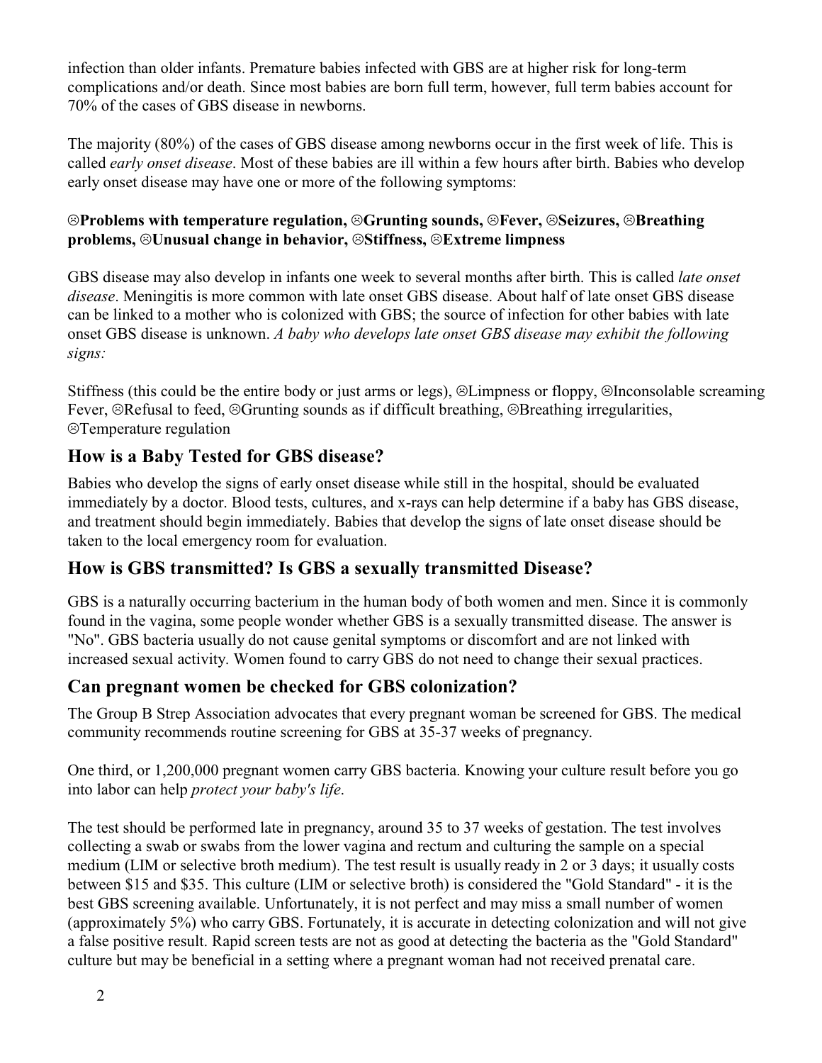infection than older infants. Premature babies infected with GBS are at higher risk for long-term complications and/or death. Since most babies are born full term, however, full term babies account for 70% of the cases of GBS disease in newborns.

The majority (80%) of the cases of GBS disease among newborns occur in the first week of life. This is called *early onset disease*. Most of these babies are ill within a few hours after birth. Babies who develop early onset disease may have one or more of the following symptoms:

**☹Problems with temperature regulation, ☹Grunting sounds, ☹Fever, ☹Seizures, ☹Breathing problems, ☹Unusual change in behavior, ☹Stiffness, ☹Extreme limpness**

GBS disease may also develop in infants one week to several months after birth. This is called *late onset disease*. Meningitis is more common with late onset GBS disease. About half of late onset GBS disease can be linked to a mother who is colonized with GBS; the source of infection for other babies with late onset GBS disease is unknown. *A baby who develops late onset GBS disease may exhibit the following signs:*

Stiffness (this could be the entire body or just arms or legs), ☹Limpness or floppy, ☹Inconsolable screaming Fever, ☹Refusal to feed, ☹Grunting sounds as if difficult breathing, ☹Breathing irregularities, ☹Temperature regulation

## How is a Baby Tested for GBS disease?

Babies who develop the signs of early onset disease while still in the hospital, should be evaluated immediately by a doctor. Blood tests, cultures, and x-rays can help determine if a baby has GBS disease, and treatment should begin immediately. Babies that develop the signs of late onset disease should be taken to the local emergency room for evaluation.

## How is GBS transmitted? Is GBS a sexually transmitted Disease?

GBS is a naturally occurring bacterium in the human body of both women and men. Since it is commonly found in the vagina, some people wonder whether GBS is a sexually transmitted disease. The answer is "No". GBS bacteria usually do not cause genital symptoms or discomfort and are not linked with increased sexual activity. Women found to carry GBS do not need to change their sexual practices.

## Can pregnant women be checked for GBS colonization?

The Group B Strep Association advocates that every pregnant woman be screened for GBS. The medical community recommends routine screening for GBS at 35-37 weeks of pregnancy.

One third, or 1,200,000 pregnant women carry GBS bacteria. Knowing your culture result before you go into labor can help *protect your baby's life*.

The test should be performed late in pregnancy, around 35 to 37 weeks of gestation. The test involves collecting a swab or swabs from the lower vagina and rectum and culturing the sample on a special medium (LIM or selective broth medium). The test result is usually ready in 2 or 3 days; it usually costs between $15 and $35. This culture (LIM or selective broth) is considered the "Gold Standard" - it is the best GBS screening available. Unfortunately, it is not perfect and may miss a small number of women (approximately 5%) who carry GBS. Fortunately, it is accurate in detecting colonization and will not give a false positive result. Rapid screen tests are not as good at detecting the bacteria as the "Gold Standard" culture but may be beneficial in a setting where a pregnant woman had not received prenatal care.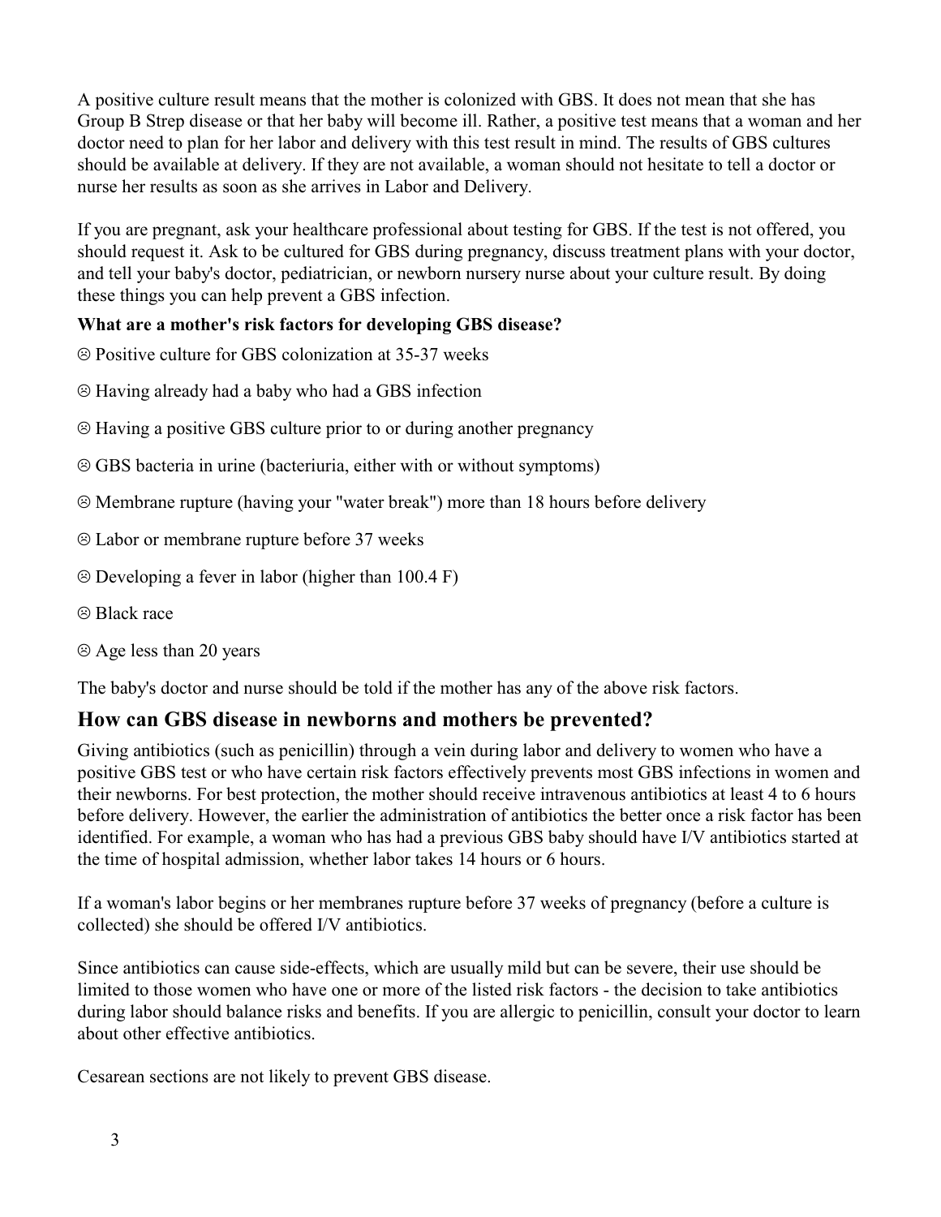A positive culture result means that the mother is colonized with GBS. It does not mean that she has Group B Strep disease or that her baby will become ill. Rather, a positive test means that a woman and her doctor need to plan for her labor and delivery with this test result in mind. The results of GBS cultures should be available at delivery. If they are not available, a woman should not hesitate to tell a doctor or nurse her results as soon as she arrives in Labor and Delivery.

If you are pregnant, ask your healthcare professional about testing for GBS. If the test is not offered, you should request it. Ask to be cultured for GBS during pregnancy, discuss treatment plans with your doctor, and tell your baby's doctor, pediatrician, or newborn nursery nurse about your culture result. By doing these things you can help prevent a GBS infection.

**What are a mother's risk factors for developing GBS disease?**

☹ Positive culture for GBS colonization at 35-37 weeks

☹ Having already had a baby who had a GBS infection

☹ Having a positive GBS culture prior to or during another pregnancy

☹ GBS bacteria in urine (bacteriuria, either with or without symptoms)

☹ Membrane rupture (having your "water break") more than 18 hours before delivery

☹ Labor or membrane rupture before 37 weeks

☹ Developing a fever in labor (higher than 100.4 F)

☹ Black race

☹ Age less than 20 years

The baby's doctor and nurse should be told if the mother has any of the above risk factors.

## How can GBS disease in newborns and mothers be prevented?

Giving antibiotics (such as penicillin) through a vein during labor and delivery to women who have a positive GBS test or who have certain risk factors effectively prevents most GBS infections in women and their newborns. For best protection, the mother should receive intravenous antibiotics at least 4 to 6 hours before delivery. However, the earlier the administration of antibiotics the better once a risk factor has been identified. For example, a woman who has had a previous GBS baby should have I/V antibiotics started at the time of hospital admission, whether labor takes 14 hours or 6 hours.

If a woman's labor begins or her membranes rupture before 37 weeks of pregnancy (before a culture is collected) she should be offered I/V antibiotics.

Since antibiotics can cause side-effects, which are usually mild but can be severe, their use should be limited to those women who have one or more of the listed risk factors - the decision to take antibiotics during labor should balance risks and benefits. If you are allergic to penicillin, consult your doctor to learn about other effective antibiotics.

Cesarean sections are not likely to prevent GBS disease.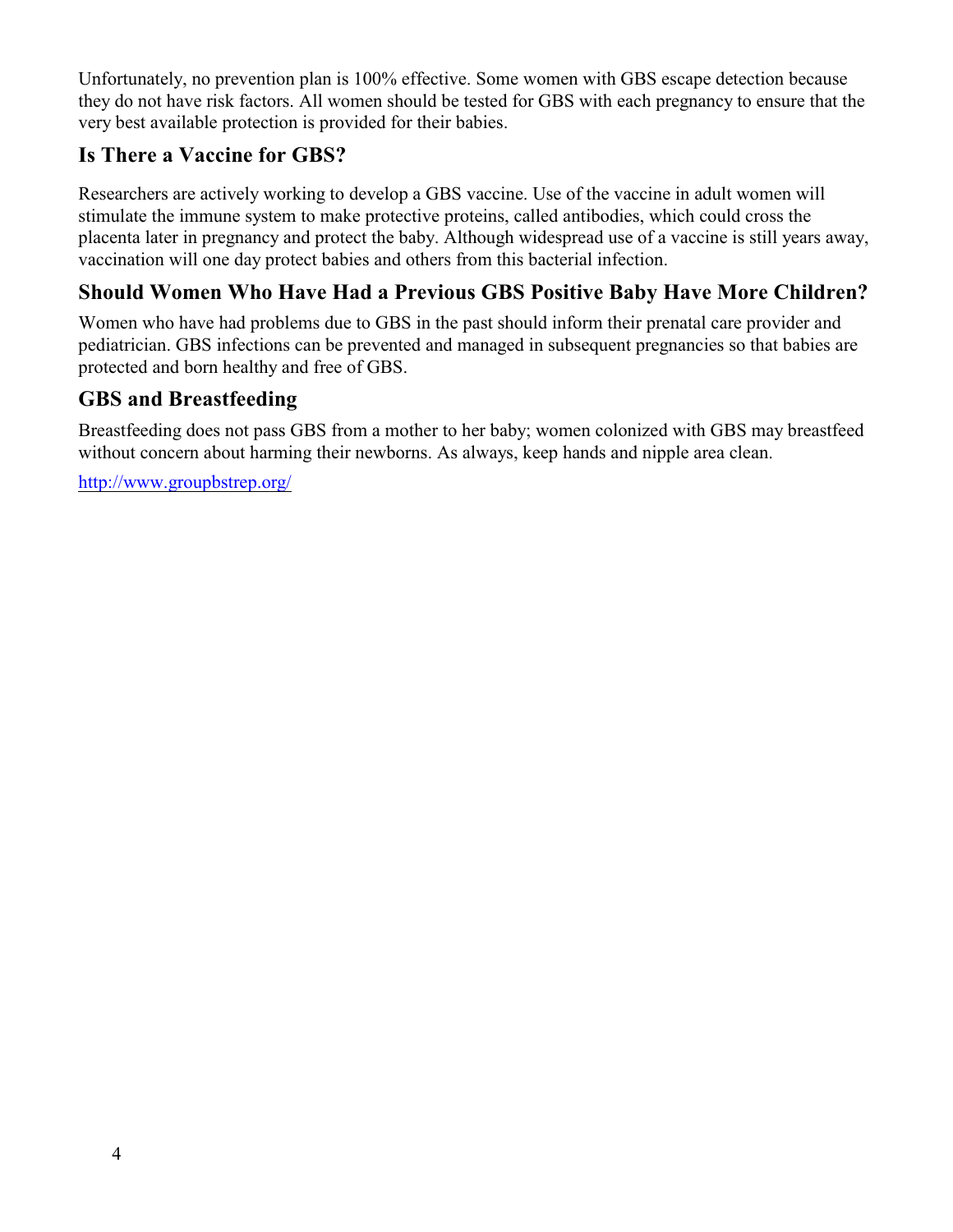Unfortunately, no prevention plan is 100% effective. Some women with GBS escape detection because they do not have risk factors. All women should be tested for GBS with each pregnancy to ensure that the very best available protection is provided for their babies.

## Is There a Vaccine for GBS?

Researchers are actively working to develop a GBS vaccine. Use of the vaccine in adult women will stimulate the immune system to make protective proteins, called antibodies, which could cross the placenta later in pregnancy and protect the baby. Although widespread use of a vaccine is still years away, vaccination will one day protect babies and others from this bacterial infection.

## Should Women Who Have Had a Previous GBS Positive Baby Have More Children?

Women who have had problems due to GBS in the past should inform their prenatal care provider and pediatrician. GBS infections can be prevented and managed in subsequent pregnancies so that babies are protected and born healthy and free of GBS.

## GBS and Breastfeeding

Breastfeeding does not pass GBS from a mother to her baby; women colonized with GBS may breastfeed without concern about harming their newborns. As always, keep hands and nipple area clean.

http://www.groupbstrep.org/